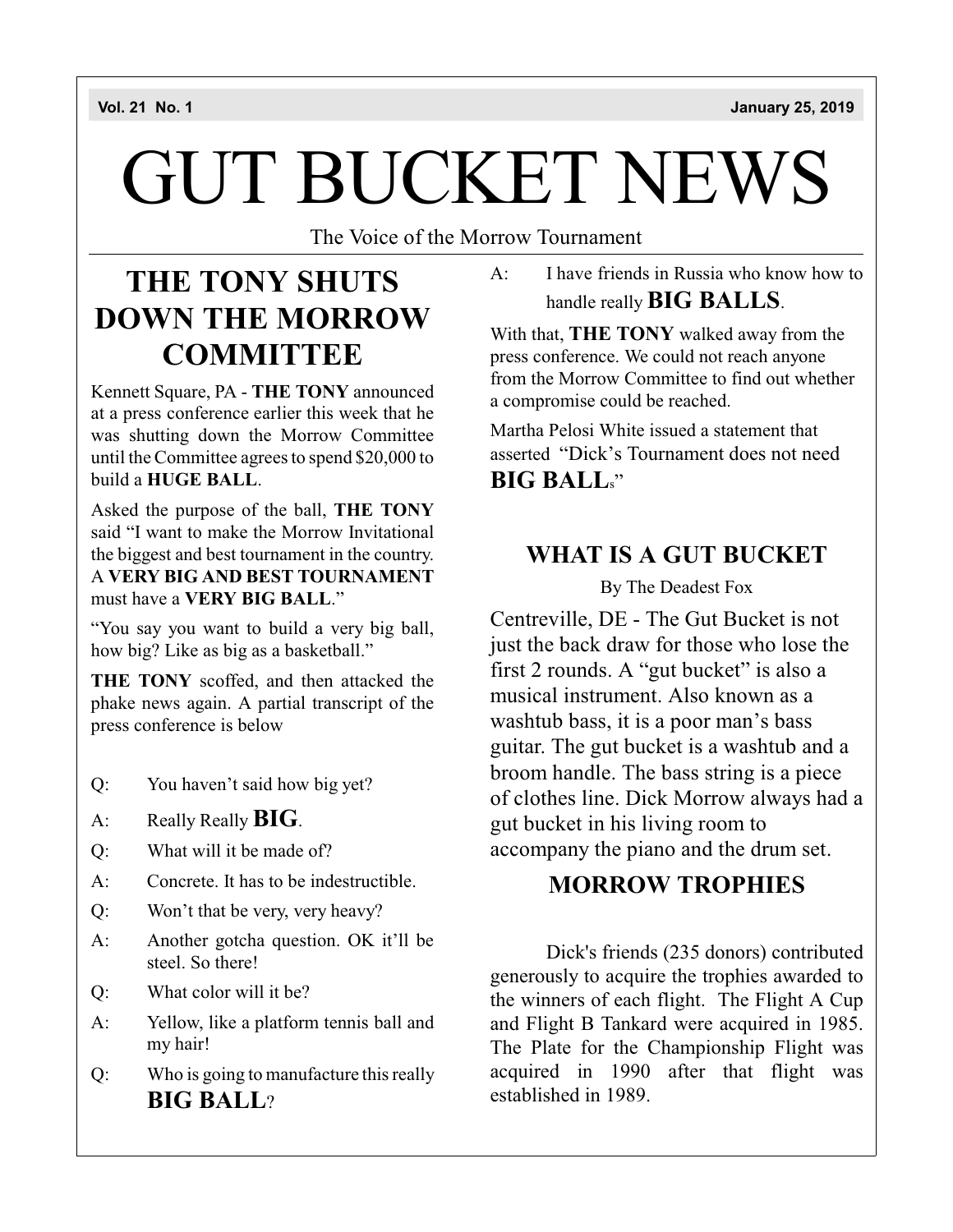Vol. 21 No. 1 January 25, 2019

# GUT BUCKET NEWS

The Voice of the Morrow Tournament

## THE TONY SHUTS DOWN THE MORROW COMMITTEE

Kennett Square, PA - **THE TONY** announced at a press conference earlier this week that he was shutting down the Morrow Committee until the Committee agrees to spend $20,000 to build a **HUGE BALL**.

Asked the purpose of the ball, **THE TONY** said "I want to make the Morrow Invitational the biggest and best tournament in the country. A **VERY BIG AND BEST TOURNAMENT** must have a **VERY BIG BALL**."

"You say you want to build a very big ball, how big? Like as big as a basketball."

**THE TONY** scoffed, and then attacked the phake news again. A partial transcript of the press conference is below

Q: You haven't said how big yet?

A: Really Really **BIG**.

Q: What will it be made of?

A: Concrete. It has to be indestructible.

Q: Won't that be very, very heavy?

A: Another gotcha question. OK it'll be steel. So there!

Q: What color will it be?

A: Yellow, like a platform tennis ball and my hair!

Q: Who is going to manufacture this really **BIG BALL**?

A: I have friends in Russia who know how to handle really **BIG BALLS**.

With that, **THE TONY** walked away from the press conference. We could not reach anyone from the Morrow Committee to find out whether a compromise could be reached.

Martha Pelosi White issued a statement that asserted "Dick's Tournament does not need **BIG BALL**s"

## WHAT IS A GUT BUCKET

By The Deadest Fox

Centreville, DE - The Gut Bucket is not just the back draw for those who lose the first 2 rounds. A "gut bucket" is also a musical instrument. Also known as a washtub bass, it is a poor man's bass guitar. The gut bucket is a washtub and a broom handle. The bass string is a piece of clothes line. Dick Morrow always had a gut bucket in his living room to accompany the piano and the drum set.

## MORROW TROPHIES

Dick's friends (235 donors) contributed generously to acquire the trophies awarded to the winners of each flight. The Flight A Cup and Flight B Tankard were acquired in 1985. The Plate for the Championship Flight was acquired in 1990 after that flight was established in 1989.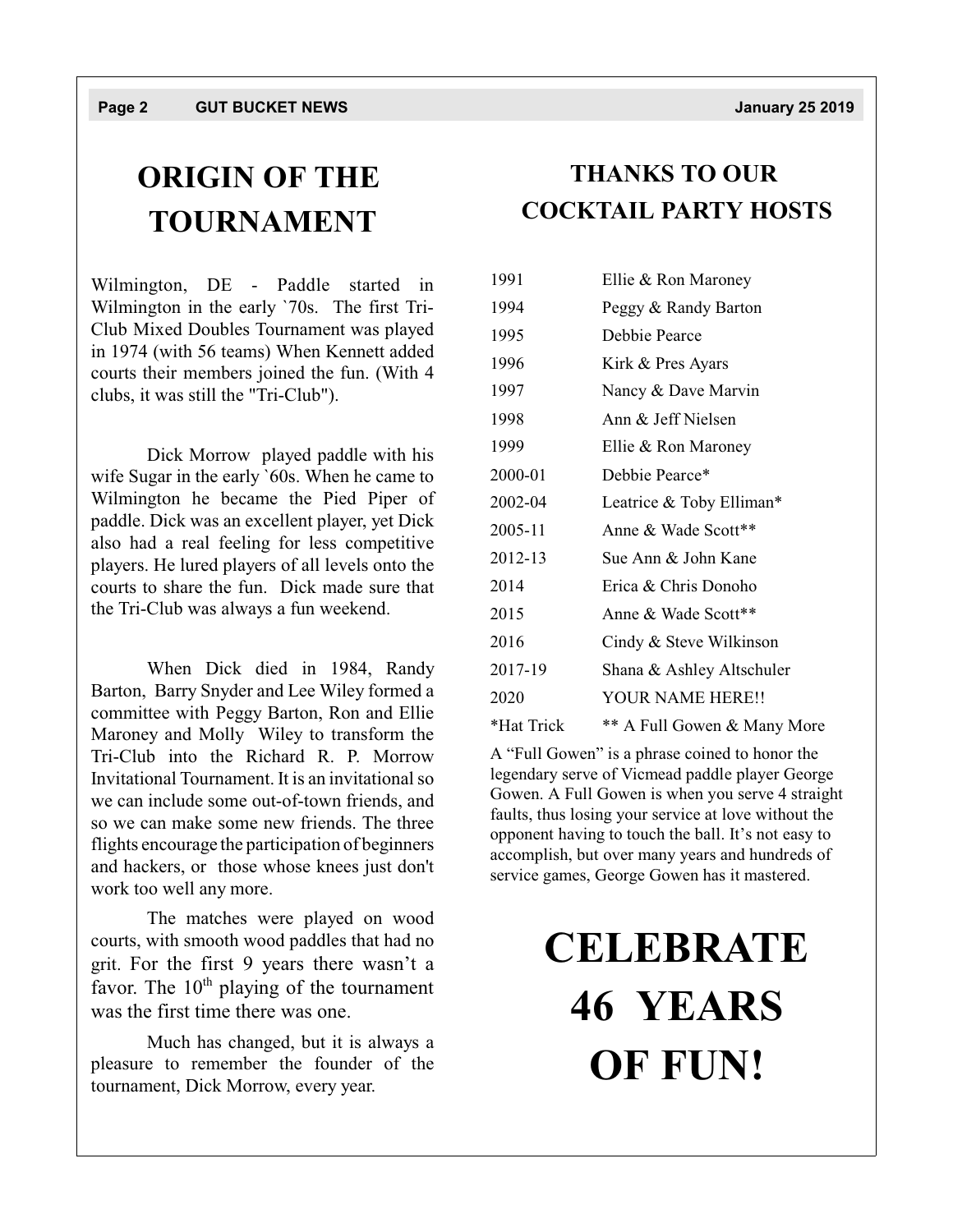## ORIGIN OF THE TOURNAMENT

Wilmington, DE - Paddle started in Wilmington in the early `70s. The first Tri-Club Mixed Doubles Tournament was played in 1974 (with 56 teams) When Kennett added courts their members joined the fun. (With 4 clubs, it was still the "Tri-Club").

Dick Morrow played paddle with his wife Sugar in the early `60s. When he came to Wilmington he became the Pied Piper of paddle. Dick was an excellent player, yet Dick also had a real feeling for less competitive players. He lured players of all levels onto the courts to share the fun. Dick made sure that the Tri-Club was always a fun weekend.

When Dick died in 1984, Randy Barton, Barry Snyder and Lee Wiley formed a committee with Peggy Barton, Ron and Ellie Maroney and Molly Wiley to transform the Tri-Club into the Richard R. P. Morrow Invitational Tournament. It is an invitational so we can include some out-of-town friends, and so we can make some new friends. The three flights encourage the participation of beginners and hackers, or those whose knees just don't work too well any more.

The matches were played on wood courts, with smooth wood paddles that had no grit. For the first 9 years there wasn't a favor. The 10th playing of the tournament was the first time there was one.

Much has changed, but it is always a pleasure to remember the founder of the tournament, Dick Morrow, every year.

## THANKS TO OUR COCKTAIL PARTY HOSTS

| | |
|---|---|
| 1991 | Ellie & Ron Maroney |
| 1994 | Peggy & Randy Barton |
| 1995 | Debbie Pearce |
| 1996 | Kirk & Pres Ayars |
| 1997 | Nancy & Dave Marvin |
| 1998 | Ann & Jeff Nielsen |
| 1999 | Ellie & Ron Maroney |
| 2000-01 | Debbie Pearce* |
| 2002-04 | Leatrice & Toby Elliman* |
| 2005-11 | Anne & Wade Scott** |
| 2012-13 | Sue Ann & John Kane |
| 2014 | Erica & Chris Donoho |
| 2015 | Anne & Wade Scott** |
| 2016 | Cindy & Steve Wilkinson |
| 2017-19 | Shana & Ashley Altschuler |
| 2020 | YOUR NAME HERE!! |
| *Hat Trick | ** A Full Gowen & Many More |

A "Full Gowen" is a phrase coined to honor the legendary serve of Vicmead paddle player George Gowen. A Full Gowen is when you serve 4 straight faults, thus losing your service at love without the opponent having to touch the ball. It's not easy to accomplish, but over many years and hundreds of service games, George Gowen has it mastered.

# CELEBRATE 46 YEARS OF FUN!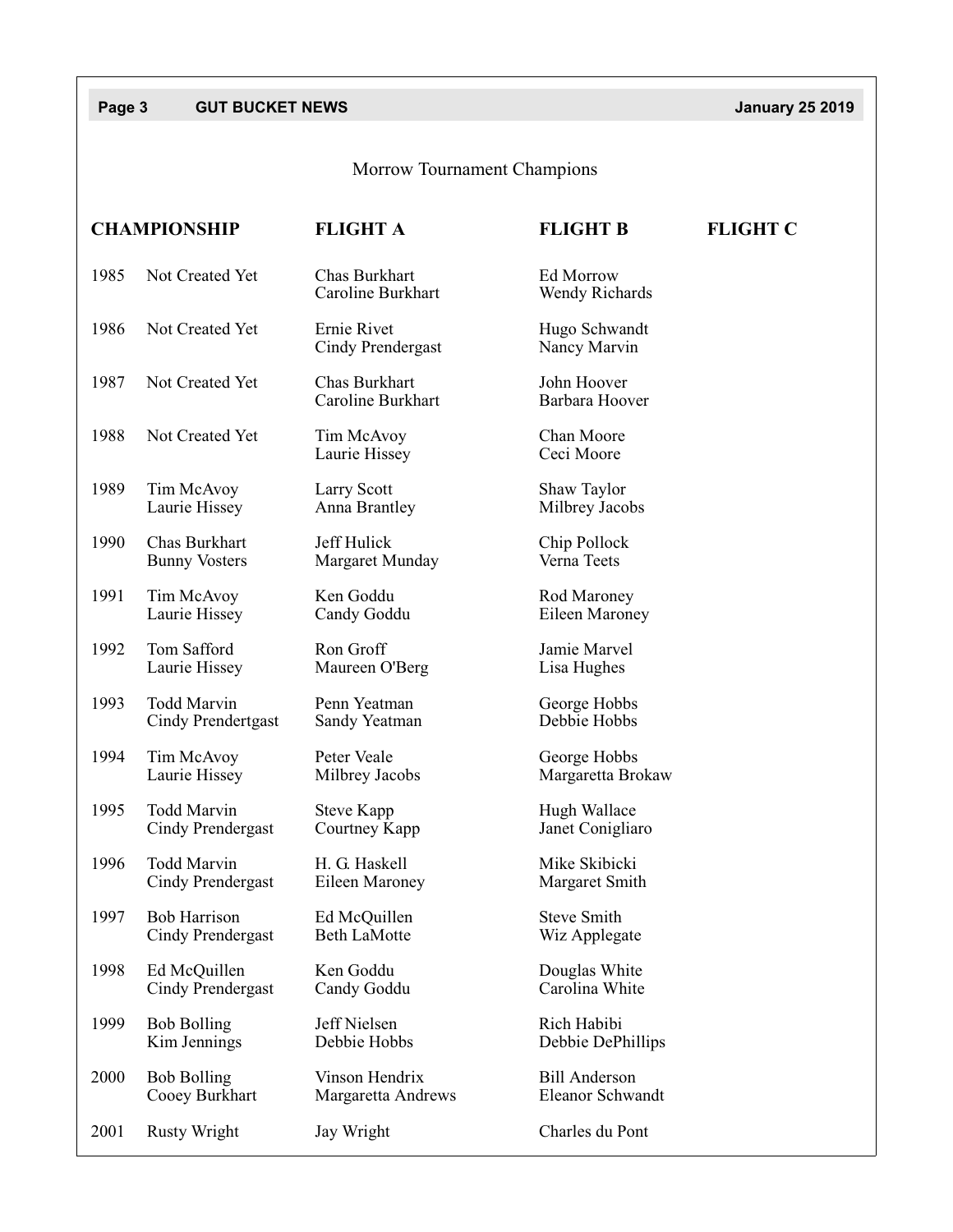Morrow Tournament Champions

| | CHAMPIONSHIP | FLIGHT A | FLIGHT B | FLIGHT C |
|---|---|---|---|---|
| 1985 | Not Created Yet | Chas Burkhart<br>Caroline Burkhart | Ed Morrow<br>Wendy Richards | |
| 1986 | Not Created Yet | Ernie Rivet<br>Cindy Prendergast | Hugo Schwandt<br>Nancy Marvin | |
| 1987 | Not Created Yet | Chas Burkhart<br>Caroline Burkhart | John Hoover<br>Barbara Hoover | |
| 1988 | Not Created Yet | Tim McAvoy<br>Laurie Hissey | Chan Moore<br>Ceci Moore | |
| 1989 | Tim McAvoy<br>Laurie Hissey | Larry Scott<br>Anna Brantley | Shaw Taylor<br>Milbrey Jacobs | |
| 1990 | Chas Burkhart<br>Bunny Vosters | Jeff Hulick<br>Margaret Munday | Chip Pollock<br>Verna Teets | |
| 1991 | Tim McAvoy<br>Laurie Hissey | Ken Goddu<br>Candy Goddu | Rod Maroney<br>Eileen Maroney | |
| 1992 | Tom Safford<br>Laurie Hissey | Ron Groff<br>Maureen O'Berg | Jamie Marvel<br>Lisa Hughes | |
| 1993 | Todd Marvin<br>Cindy Prendertgast | Penn Yeatman<br>Sandy Yeatman | George Hobbs<br>Debbie Hobbs | |
| 1994 | Tim McAvoy<br>Laurie Hissey | Peter Veale<br>Milbrey Jacobs | George Hobbs<br>Margaretta Brokaw | |
| 1995 | Todd Marvin<br>Cindy Prendergast | Steve Kapp<br>Courtney Kapp | Hugh Wallace<br>Janet Conigliaro | |
| 1996 | Todd Marvin<br>Cindy Prendergast | H. G. Haskell<br>Eileen Maroney | Mike Skibicki<br>Margaret Smith | |
| 1997 | Bob Harrison<br>Cindy Prendergast | Ed McQuillen<br>Beth LaMotte | Steve Smith<br>Wiz Applegate | |
| 1998 | Ed McQuillen<br>Cindy Prendergast | Ken Goddu<br>Candy Goddu | Douglas White<br>Carolina White | |
| 1999 | Bob Bolling<br>Kim Jennings | Jeff Nielsen<br>Debbie Hobbs | Rich Habibi<br>Debbie DePhillips | |
| 2000 | Bob Bolling<br>Cooey Burkhart | Vinson Hendrix<br>Margaretta Andrews | Bill Anderson<br>Eleanor Schwandt | |
| 2001 | Rusty Wright | Jay Wright | Charles du Pont | |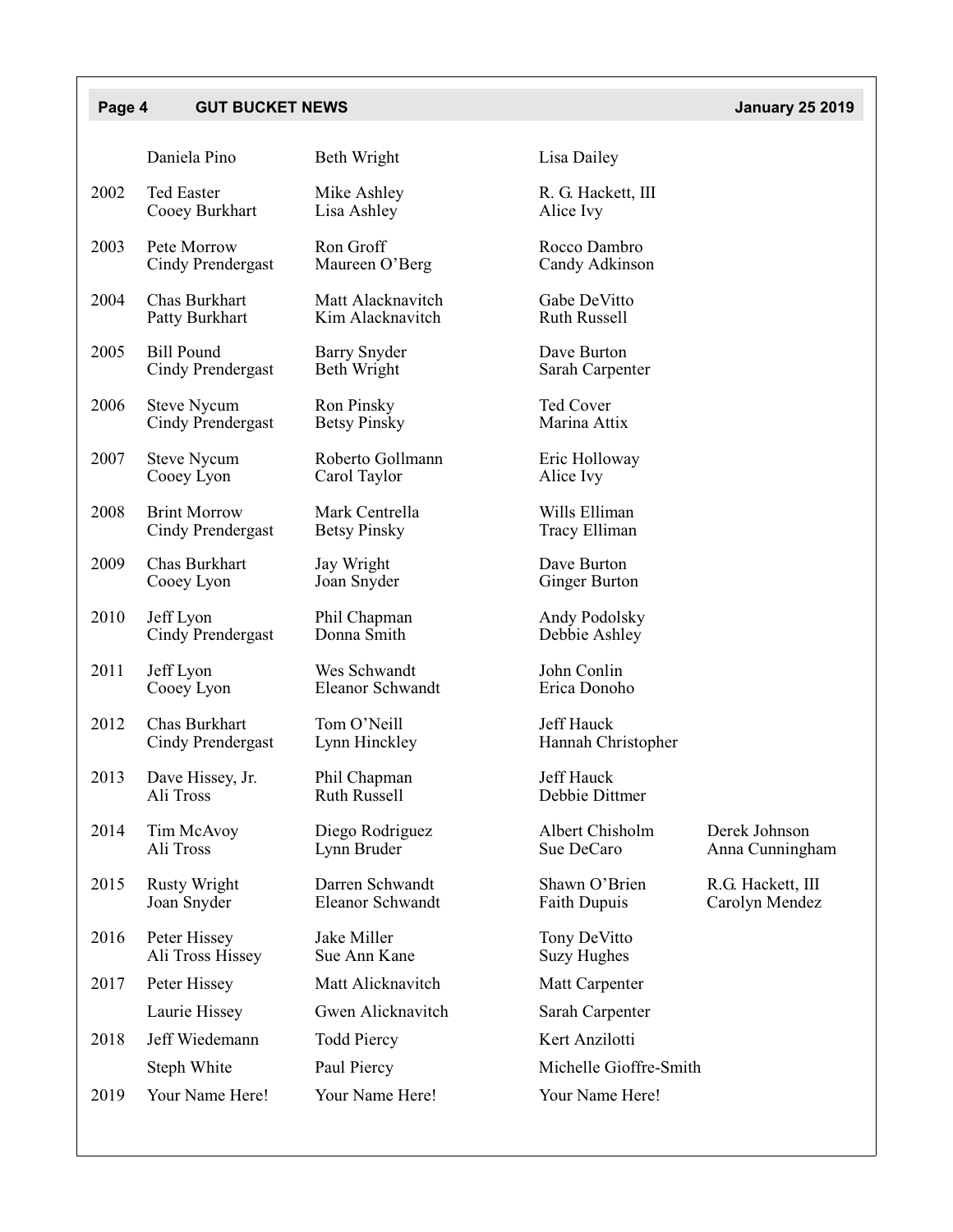| | | | | |
|---|---|---|---|---|
| | Daniela Pino | Beth Wright | Lisa Dailey | |
| 2002 | Ted Easter<br>Cooey Burkhart | Mike Ashley<br>Lisa Ashley | R. G. Hackett, III<br>Alice Ivy | |
| 2003 | Pete Morrow<br>Cindy Prendergast | Ron Groff<br>Maureen O'Berg | Rocco Dambro<br>Candy Adkinson | |
| 2004 | Chas Burkhart<br>Patty Burkhart | Matt Alacknavitch<br>Kim Alacknavitch | Gabe DeVitto<br>Ruth Russell | |
| 2005 | Bill Pound<br>Cindy Prendergast | Barry Snyder<br>Beth Wright | Dave Burton<br>Sarah Carpenter | |
| 2006 | Steve Nycum<br>Cindy Prendergast | Ron Pinsky<br>Betsy Pinsky | Ted Cover<br>Marina Attix | |
| 2007 | Steve Nycum<br>Cooey Lyon | Roberto Gollmann<br>Carol Taylor | Eric Holloway<br>Alice Ivy | |
| 2008 | Brint Morrow<br>Cindy Prendergast | Mark Centrella<br>Betsy Pinsky | Wills Elliman<br>Tracy Elliman | |
| 2009 | Chas Burkhart<br>Cooey Lyon | Jay Wright<br>Joan Snyder | Dave Burton<br>Ginger Burton | |
| 2010 | Jeff Lyon<br>Cindy Prendergast | Phil Chapman<br>Donna Smith | Andy Podolsky<br>Debbie Ashley | |
| 2011 | Jeff Lyon<br>Cooey Lyon | Wes Schwandt<br>Eleanor Schwandt | John Conlin<br>Erica Donoho | |
| 2012 | Chas Burkhart<br>Cindy Prendergast | Tom O'Neill<br>Lynn Hinckley | Jeff Hauck<br>Hannah Christopher | |
| 2013 | Dave Hissey, Jr.<br>Ali Tross | Phil Chapman<br>Ruth Russell | Jeff Hauck<br>Debbie Dittmer | |
| 2014 | Tim McAvoy<br>Ali Tross | Diego Rodriguez<br>Lynn Bruder | Albert Chisholm<br>Sue DeCaro | Derek Johnson<br>Anna Cunningham |
| 2015 | Rusty Wright<br>Joan Snyder | Darren Schwandt<br>Eleanor Schwandt | Shawn O'Brien<br>Faith Dupuis | R.G. Hackett, III<br>Carolyn Mendez |
| 2016 | Peter Hissey<br>Ali Tross Hissey | Jake Miller<br>Sue Ann Kane | Tony DeVitto<br>Suzy Hughes | |
| 2017 | Peter Hissey<br>Laurie Hissey | Matt Alicknavitch<br>Gwen Alicknavitch | Matt Carpenter<br>Sarah Carpenter | |
| 2018 | Jeff Wiedemann<br>Steph White | Todd Piercy<br>Paul Piercy | Kert Anzilotti<br>Michelle Gioffre-Smith | |
| 2019 | Your Name Here! | Your Name Here! | Your Name Here! | |